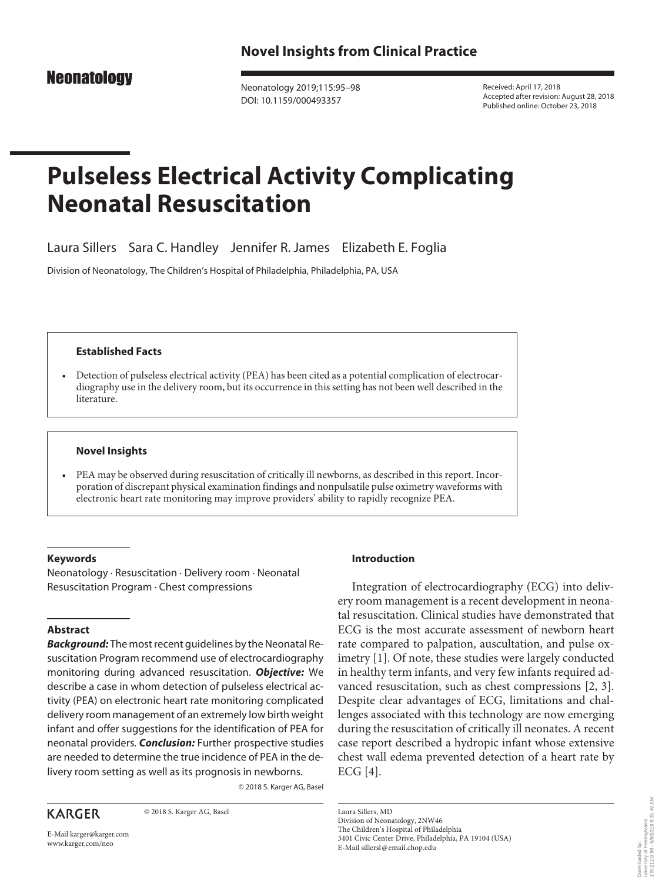Novel Insights from Clinical Practice

Received: April 17, 2018
Accepted after revision: August 28, 2018
Published online: October 23, 2018

# Pulseless Electrical Activity Complicating Neonatal Resuscitation

Laura Sillers Sara C. Handley Jennifer R. James Elizabeth E. Foglia

Division of Neonatology, The Children's Hospital of Philadelphia, Philadelphia, PA, USA

### Established Facts

- Detection of pulseless electrical activity (PEA) has been cited as a potential complication of electrocardiography use in the delivery room, but its occurrence in this setting has not been well described in the literature.

### Novel Insights

- PEA may be observed during resuscitation of critically ill newborns, as described in this report. Incorporation of discrepant physical examination findings and nonpulsatile pulse oximetry waveforms with electronic heart rate monitoring may improve providers' ability to rapidly recognize PEA.

### Keywords

Neonatology · Resuscitation · Delivery room · Neonatal Resuscitation Program · Chest compressions

### Abstract

***Background:*** The most recent guidelines by the Neonatal Resuscitation Program recommend use of electrocardiography monitoring during advanced resuscitation. ***Objective:*** We describe a case in whom detection of pulseless electrical activity (PEA) on electronic heart rate monitoring complicated delivery room management of an extremely low birth weight infant and offer suggestions for the identification of PEA for neonatal providers. ***Conclusion:*** Further prospective studies are needed to determine the true incidence of PEA in the delivery room setting as well as its prognosis in newborns.

© 2018 S. Karger AG, Basel

## Introduction

Integration of electrocardiography (ECG) into delivery room management is a recent development in neonatal resuscitation. Clinical studies have demonstrated that ECG is the most accurate assessment of newborn heart rate compared to palpation, auscultation, and pulse oximetry [1]. Of note, these studies were largely conducted in healthy term infants, and very few infants required advanced resuscitation, such as chest compressions [2, 3]. Despite clear advantages of ECG, limitations and challenges associated with this technology are now emerging during the resuscitation of critically ill neonates. A recent case report described a hydropic infant whose extensive chest wall edema prevented detection of a heart rate by ECG [4].

KARGER

© 2018 S. Karger AG, Basel

E-Mail karger@karger.com
www.karger.com/neo

Laura Sillers, MD
Division of Neonatology, 2NW46
The Children's Hospital of Philadelphia
3401 Civic Center Drive, Philadelphia, PA 19104 (USA)
E-Mail sillersl@email.chop.edu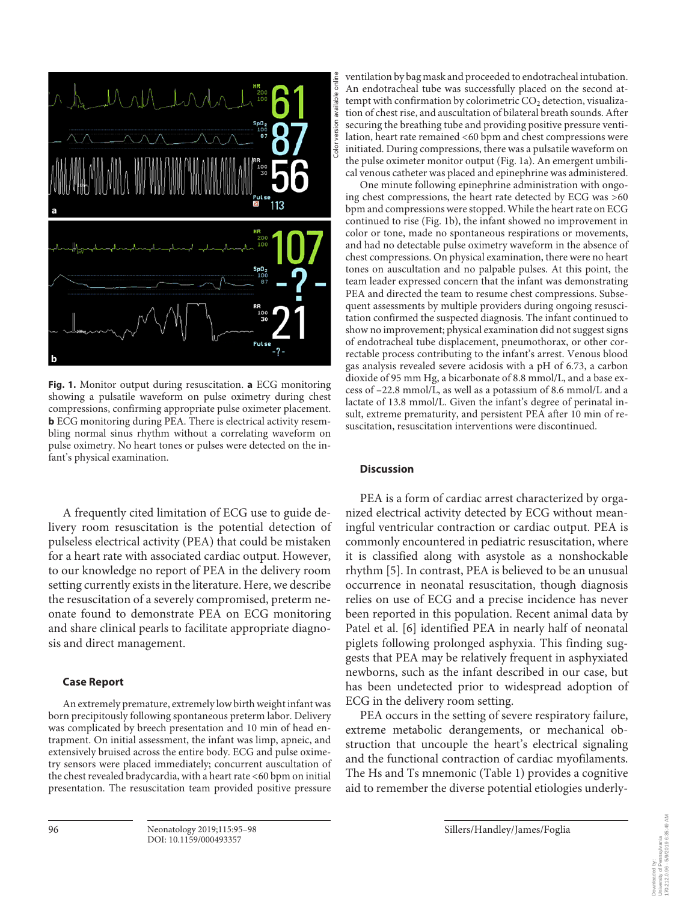Fig. 1. Monitor output during resuscitation. **a** ECG monitoring showing a pulsatile waveform on pulse oximetry during chest compressions, confirming appropriate pulse oximeter placement. **b** ECG monitoring during PEA. There is electrical activity resembling normal sinus rhythm without a correlating waveform on pulse oximetry. No heart tones or pulses were detected on the infant's physical examination.

A frequently cited limitation of ECG use to guide delivery room resuscitation is the potential detection of pulseless electrical activity (PEA) that could be mistaken for a heart rate with associated cardiac output. However, to our knowledge no report of PEA in the delivery room setting currently exists in the literature. Here, we describe the resuscitation of a severely compromised, preterm neonate found to demonstrate PEA on ECG monitoring and share clinical pearls to facilitate appropriate diagnosis and direct management.

## Case Report

An extremely premature, extremely low birth weight infant was born precipitously following spontaneous preterm labor. Delivery was complicated by breech presentation and 10 min of head entrapment. On initial assessment, the infant was limp, apneic, and extensively bruised across the entire body. ECG and pulse oximetry sensors were placed immediately; concurrent auscultation of the chest revealed bradycardia, with a heart rate <60 bpm on initial presentation. The resuscitation team provided positive pressure ventilation by bag mask and proceeded to endotracheal intubation. An endotracheal tube was successfully placed on the second attempt with confirmation by colorimetric $CO_2$ detection, visualization of chest rise, and auscultation of bilateral breath sounds. After securing the breathing tube and providing positive pressure ventilation, heart rate remained <60 bpm and chest compressions were initiated. During compressions, there was a pulsatile waveform on the pulse oximeter monitor output (Fig. 1a). An emergent umbilical venous catheter was placed and epinephrine was administered.

One minute following epinephrine administration with ongoing chest compressions, the heart rate detected by ECG was >60 bpm and compressions were stopped. While the heart rate on ECG continued to rise (Fig. 1b), the infant showed no improvement in color or tone, made no spontaneous respirations or movements, and had no detectable pulse oximetry waveform in the absence of chest compressions. On physical examination, there were no heart tones on auscultation and no palpable pulses. At this point, the team leader expressed concern that the infant was demonstrating PEA and directed the team to resume chest compressions. Subsequent assessments by multiple providers during ongoing resuscitation confirmed the suspected diagnosis. The infant continued to show no improvement; physical examination did not suggest signs of endotracheal tube displacement, pneumothorax, or other correctable process contributing to the infant's arrest. Venous blood gas analysis revealed severe acidosis with a pH of 6.73, a carbon dioxide of 95 mm Hg, a bicarbonate of 8.8 mmol/L, and a base excess of –22.8 mmol/L, as well as a potassium of 8.6 mmol/L and a lactate of 13.8 mmol/L. Given the infant's degree of perinatal insult, extreme prematurity, and persistent PEA after 10 min of resuscitation, resuscitation interventions were discontinued.

## Discussion

PEA is a form of cardiac arrest characterized by organized electrical activity detected by ECG without meaningful ventricular contraction or cardiac output. PEA is commonly encountered in pediatric resuscitation, where it is classified along with asystole as a nonshockable rhythm [5]. In contrast, PEA is believed to be an unusual occurrence in neonatal resuscitation, though diagnosis relies on use of ECG and a precise incidence has never been reported in this population. Recent animal data by Patel et al. [6] identified PEA in nearly half of neonatal piglets following prolonged asphyxia. This finding suggests that PEA may be relatively frequent in asphyxiated newborns, such as the infant described in our case, but has been undetected prior to widespread adoption of ECG in the delivery room setting.

PEA occurs in the setting of severe respiratory failure, extreme metabolic derangements, or mechanical obstruction that uncouple the heart's electrical signaling and the functional contraction of cardiac myofilaments. The Hs and Ts mnemonic (Table 1) provides a cognitive aid to remember the diverse potential etiologies underly-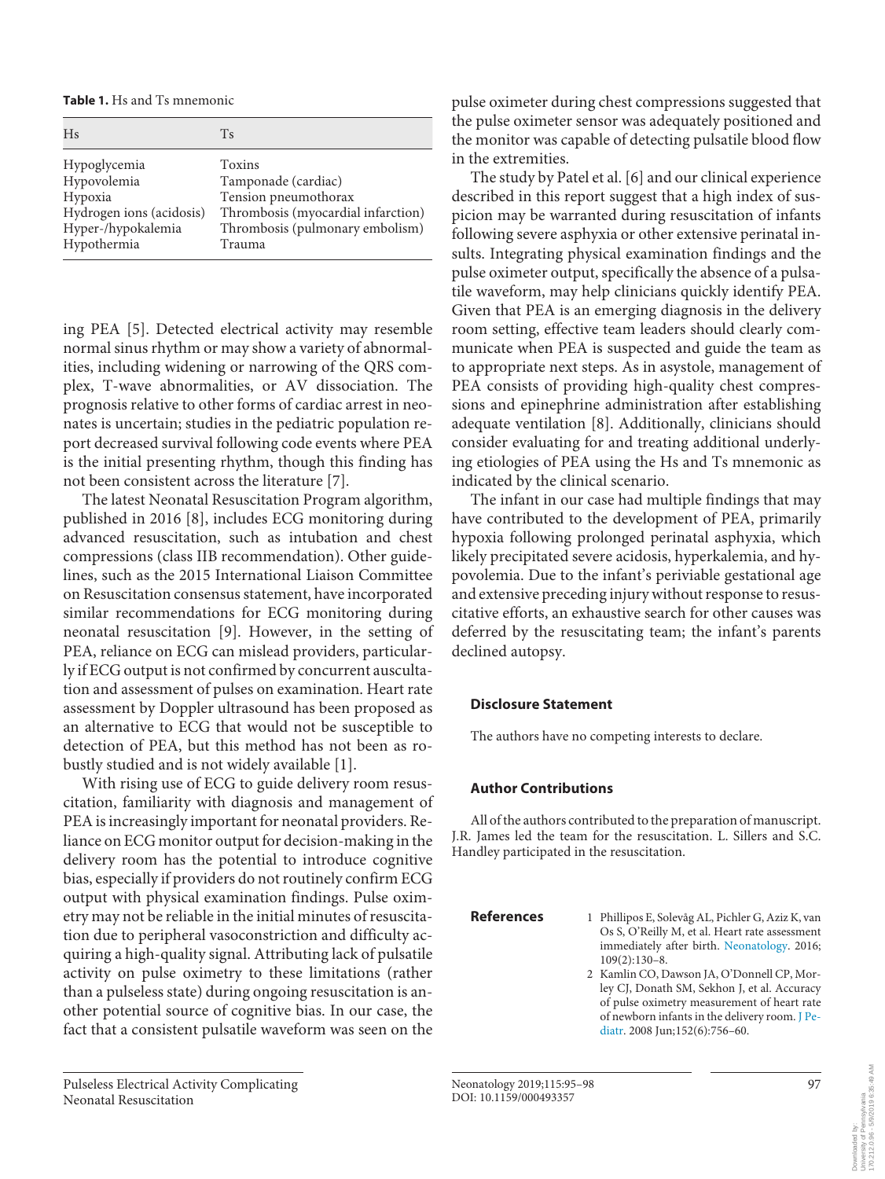**Table 1.** Hs and Ts mnemonic

| Hs | Ts |
|---|---|
| Hypoglycemia | Toxins |
| Hypovolemia | Tamponade (cardiac) |
| Hypoxia | Tension pneumothorax |
| Hydrogen ions (acidosis) | Thrombosis (myocardial infarction) |
| Hyper-/hypokalemia | Thrombosis (pulmonary embolism) |
| Hypothermia | Trauma |

ing PEA [5]. Detected electrical activity may resemble normal sinus rhythm or may show a variety of abnormalities, including widening or narrowing of the QRS complex, T-wave abnormalities, or AV dissociation. The prognosis relative to other forms of cardiac arrest in neonates is uncertain; studies in the pediatric population report decreased survival following code events where PEA is the initial presenting rhythm, though this finding has not been consistent across the literature [7].

The latest Neonatal Resuscitation Program algorithm, published in 2016 [8], includes ECG monitoring during advanced resuscitation, such as intubation and chest compressions (class IIB recommendation). Other guidelines, such as the 2015 International Liaison Committee on Resuscitation consensus statement, have incorporated similar recommendations for ECG monitoring during neonatal resuscitation [9]. However, in the setting of PEA, reliance on ECG can mislead providers, particularly if ECG output is not confirmed by concurrent auscultation and assessment of pulses on examination. Heart rate assessment by Doppler ultrasound has been proposed as an alternative to ECG that would not be susceptible to detection of PEA, but this method has not been as robustly studied and is not widely available [1].

With rising use of ECG to guide delivery room resuscitation, familiarity with diagnosis and management of PEA is increasingly important for neonatal providers. Reliance on ECG monitor output for decision-making in the delivery room has the potential to introduce cognitive bias, especially if providers do not routinely confirm ECG output with physical examination findings. Pulse oximetry may not be reliable in the initial minutes of resuscitation due to peripheral vasoconstriction and difficulty acquiring a high-quality signal. Attributing lack of pulsatile activity on pulse oximetry to these limitations (rather than a pulseless state) during ongoing resuscitation is another potential source of cognitive bias. In our case, the fact that a consistent pulsatile waveform was seen on the pulse oximeter during chest compressions suggested that the pulse oximeter sensor was adequately positioned and the monitor was capable of detecting pulsatile blood flow in the extremities.

The study by Patel et al. [6] and our clinical experience described in this report suggest that a high index of suspicion may be warranted during resuscitation of infants following severe asphyxia or other extensive perinatal insults. Integrating physical examination findings and the pulse oximeter output, specifically the absence of a pulsatile waveform, may help clinicians quickly identify PEA. Given that PEA is an emerging diagnosis in the delivery room setting, effective team leaders should clearly communicate when PEA is suspected and guide the team as to appropriate next steps. As in asystole, management of PEA consists of providing high-quality chest compressions and epinephrine administration after establishing adequate ventilation [8]. Additionally, clinicians should consider evaluating for and treating additional underlying etiologies of PEA using the Hs and Ts mnemonic as indicated by the clinical scenario.

The infant in our case had multiple findings that may have contributed to the development of PEA, primarily hypoxia following prolonged perinatal asphyxia, which likely precipitated severe acidosis, hyperkalemia, and hypovolemia. Due to the infant's periviable gestational age and extensive preceding injury without response to resuscitative efforts, an exhaustive search for other causes was deferred by the resuscitating team; the infant's parents declined autopsy.

### Disclosure Statement

The authors have no competing interests to declare.

### Author Contributions

All of the authors contributed to the preparation of manuscript. J.R. James led the team for the resuscitation. L. Sillers and S.C. Handley participated in the resuscitation.

### References

1. Phillipos E, Solevåg AL, Pichler G, Aziz K, van Os S, O'Reilly M, et al. Heart rate assessment immediately after birth. Neonatology. 2016; 109(2):130–8.
2. Kamlin CO, Dawson JA, O'Donnell CP, Morley CJ, Donath SM, Sekhon J, et al. Accuracy of pulse oximetry measurement of heart rate of newborn infants in the delivery room. J Pediatr. 2008 Jun;152(6):756–60.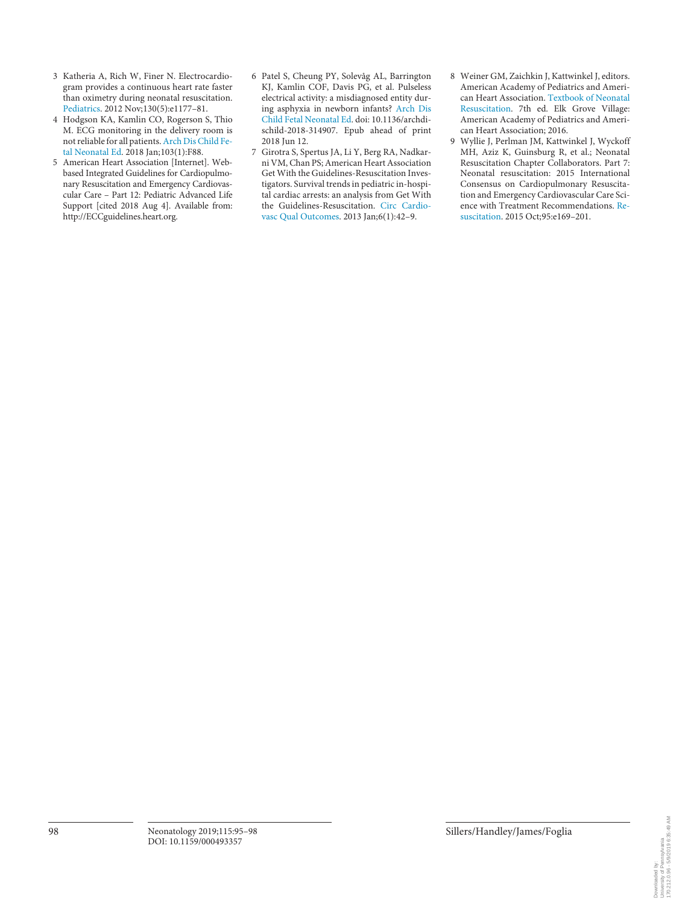3 Katheria A, Rich W, Finer N. Electrocardiogram provides a continuous heart rate faster than oximetry during neonatal resuscitation. Pediatrics. 2012 Nov;130(5):e1177–81.

4 Hodgson KA, Kamlin CO, Rogerson S, Thio M. ECG monitoring in the delivery room is not reliable for all patients. Arch Dis Child Fetal Neonatal Ed. 2018 Jan;103(1):F88.

5 American Heart Association [Internet]. Web-based Integrated Guidelines for Cardiopulmonary Resuscitation and Emergency Cardiovascular Care – Part 12: Pediatric Advanced Life Support [cited 2018 Aug 4]. Available from: http://ECCguidelines.heart.org.

6 Patel S, Cheung PY, Solevåg AL, Barrington KJ, Kamlin COF, Davis PG, et al. Pulseless electrical activity: a misdiagnosed entity during asphyxia in newborn infants? Arch Dis Child Fetal Neonatal Ed. doi: 10.1136/archdischild-2018-314907. Epub ahead of print 2018 Jun 12.

7 Girotra S, Spertus JA, Li Y, Berg RA, Nadkarni VM, Chan PS; American Heart Association Get With the Guidelines-Resuscitation Investigators. Survival trends in pediatric in-hospital cardiac arrests: an analysis from Get With the Guidelines-Resuscitation. Circ Cardiovasc Qual Outcomes. 2013 Jan;6(1):42–9.

8 Weiner GM, Zaichkin J, Kattwinkel J, editors. American Academy of Pediatrics and American Heart Association. Textbook of Neonatal Resuscitation. 7th ed. Elk Grove Village: American Academy of Pediatrics and American Heart Association; 2016.

9 Wyllie J, Perlman JM, Kattwinkel J, Wyckoff MH, Aziz K, Guinsburg R, et al.; Neonatal Resuscitation Chapter Collaborators. Part 7: Neonatal resuscitation: 2015 International Consensus on Cardiopulmonary Resuscitation and Emergency Cardiovascular Care Science with Treatment Recommendations. Resuscitation. 2015 Oct;95:e169–201.